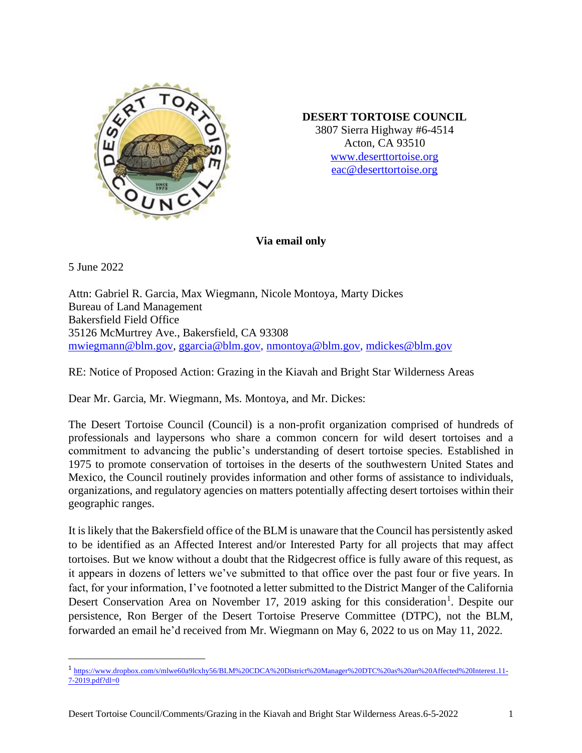**DESERT TORTOISE COUNCIL**
3807 Sierra Highway #6-4514
Acton, CA 93510
www.deserttortoise.org
eac@deserttortoise.org

**Via email only**

5 June 2022

Attn: Gabriel R. Garcia, Max Wiegmann, Nicole Montoya, Marty Dickes
Bureau of Land Management
Bakersfield Field Office
35126 McMurtrey Ave., Bakersfield, CA 93308
mwiegmann@blm.gov, ggarcia@blm.gov, nmontoya@blm.gov, mdickes@blm.gov

RE: Notice of Proposed Action: Grazing in the Kiavah and Bright Star Wilderness Areas

Dear Mr. Garcia, Mr. Wiegmann, Ms. Montoya, and Mr. Dickes:

The Desert Tortoise Council (Council) is a non-profit organization comprised of hundreds of professionals and laypersons who share a common concern for wild desert tortoises and a commitment to advancing the public's understanding of desert tortoise species. Established in 1975 to promote conservation of tortoises in the deserts of the southwestern United States and Mexico, the Council routinely provides information and other forms of assistance to individuals, organizations, and regulatory agencies on matters potentially affecting desert tortoises within their geographic ranges.

It is likely that the Bakersfield office of the BLM is unaware that the Council has persistently asked to be identified as an Affected Interest and/or Interested Party for all projects that may affect tortoises. But we know without a doubt that the Ridgecrest office is fully aware of this request, as it appears in dozens of letters we've submitted to that office over the past four or five years. In fact, for your information, I've footnoted a letter submitted to the District Manger of the California Desert Conservation Area on November 17, 2019 asking for this consideration[1]. Despite our persistence, Ron Berger of the Desert Tortoise Preserve Committee (DTPC), not the BLM, forwarded an email he'd received from Mr. Wiegmann on May 6, 2022 to us on May 11, 2022.

[1] https://www.dropbox.com/s/mlwe60a9lcxhy56/BLM%20CDCA%20District%20Manager%20DTC%20as%20an%20Affected%20Interest.11-7-2019.pdf?dl=0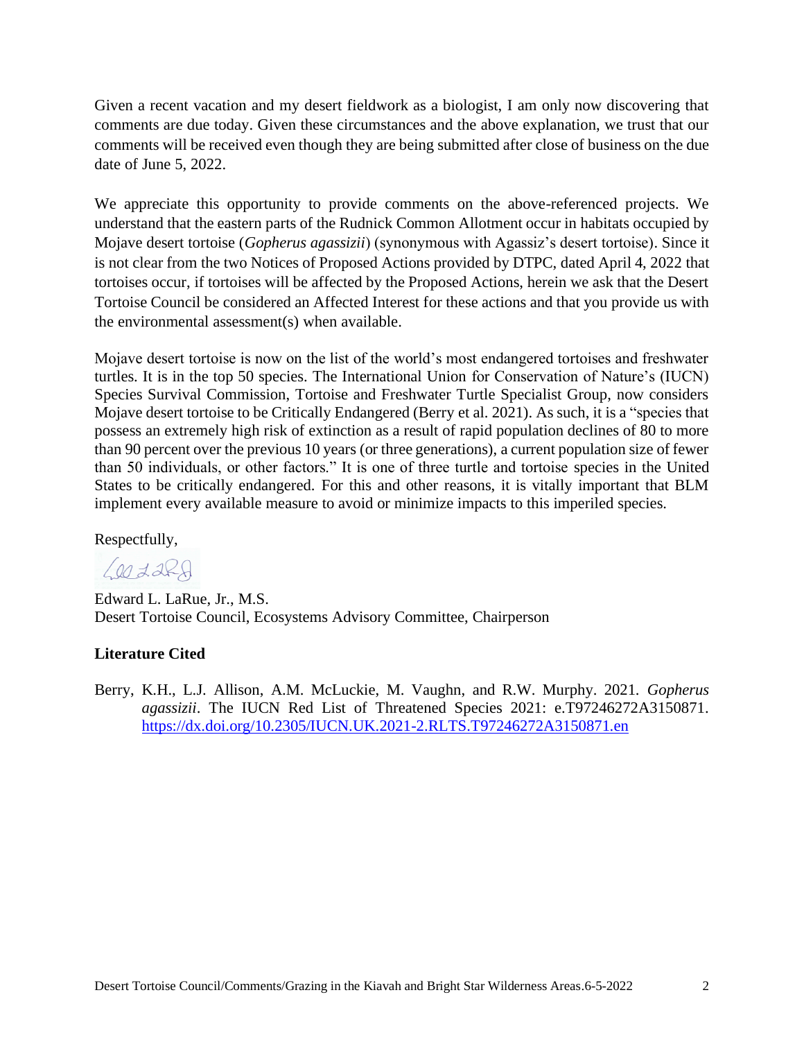Given a recent vacation and my desert fieldwork as a biologist, I am only now discovering that comments are due today. Given these circumstances and the above explanation, we trust that our comments will be received even though they are being submitted after close of business on the due date of June 5, 2022.

We appreciate this opportunity to provide comments on the above-referenced projects. We understand that the eastern parts of the Rudnick Common Allotment occur in habitats occupied by Mojave desert tortoise (*Gopherus agassizii*) (synonymous with Agassiz's desert tortoise). Since it is not clear from the two Notices of Proposed Actions provided by DTPC, dated April 4, 2022 that tortoises occur, if tortoises will be affected by the Proposed Actions, herein we ask that the Desert Tortoise Council be considered an Affected Interest for these actions and that you provide us with the environmental assessment(s) when available.

Mojave desert tortoise is now on the list of the world's most endangered tortoises and freshwater turtles. It is in the top 50 species. The International Union for Conservation of Nature's (IUCN) Species Survival Commission, Tortoise and Freshwater Turtle Specialist Group, now considers Mojave desert tortoise to be Critically Endangered (Berry et al. 2021). As such, it is a "species that possess an extremely high risk of extinction as a result of rapid population declines of 80 to more than 90 percent over the previous 10 years (or three generations), a current population size of fewer than 50 individuals, or other factors." It is one of three turtle and tortoise species in the United States to be critically endangered. For this and other reasons, it is vitally important that BLM implement every available measure to avoid or minimize impacts to this imperiled species.

Respectfully,

Edward L. LaRue, Jr., M.S.
Desert Tortoise Council, Ecosystems Advisory Committee, Chairperson

**Literature Cited**

Berry, K.H., L.J. Allison, A.M. McLuckie, M. Vaughn, and R.W. Murphy. 2021. *Gopherus agassizii*. The IUCN Red List of Threatened Species 2021: e.T97246272A3150871. https://dx.doi.org/10.2305/IUCN.UK.2021-2.RLTS.T97246272A3150871.en